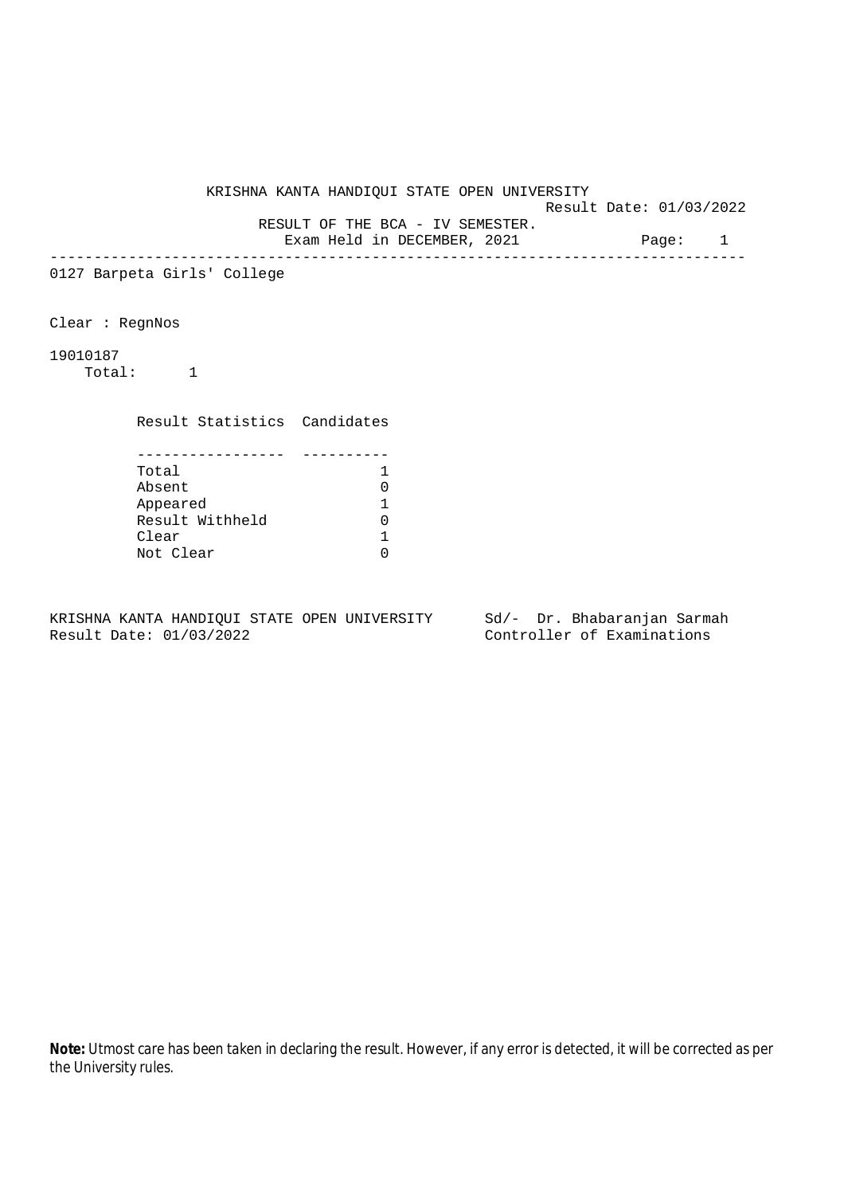# KRISHNA KANTA HANDIQUI STATE OPEN UNIVERSITY

Result Date: 01/03/2022

## RESULT OF THE BCA - IV SEMESTER.

Exam Held in DECEMBER, 2021

---

0127 Barpeta Girls' College

Clear : RegnNos

19010187

Total: 1

| Result Statistics | Candidates |
|---|---|
| Total | 1 |
| Absent | 0 |
| Appeared | 1 |
| Result Withheld | 0 |
| Clear | 1 |
| Not Clear | 0 |

KRISHNA KANTA HANDIQUI STATE OPEN UNIVERSITY
Result Date: 01/03/2022

Sd/- Dr. Bhabaranjan Sarmah
Controller of Examinations

**Note:** Utmost care has been taken in declaring the result. However, if any error is detected, it will be corrected as per the University rules.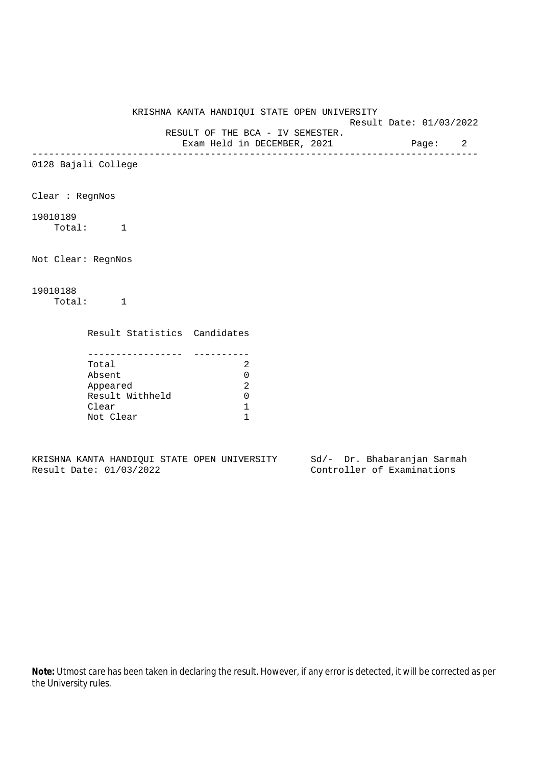KRISHNA KANTA HANDIQUI STATE OPEN UNIVERSITY

Result Date: 01/03/2022

RESULT OF THE BCA - IV SEMESTER.

Exam Held in DECEMBER, 2021

---

0128 Bajali College

Clear : RegnNos

19010189

Total: 1

Not Clear: RegnNos

19010188

Total: 1

| Result Statistics | Candidates |
| --- | --- |
| Total | 2 |
| Absent | 0 |
| Appeared | 2 |
| Result Withheld | 0 |
| Clear | 1 |
| Not Clear | 1 |

KRISHNA KANTA HANDIQUI STATE OPEN UNIVERSITY
Result Date: 01/03/2022

Sd/- Dr. Bhabaranjan Sarmah
Controller of Examinations

**Note:** Utmost care has been taken in declaring the result. However, if any error is detected, it will be corrected as per the University rules.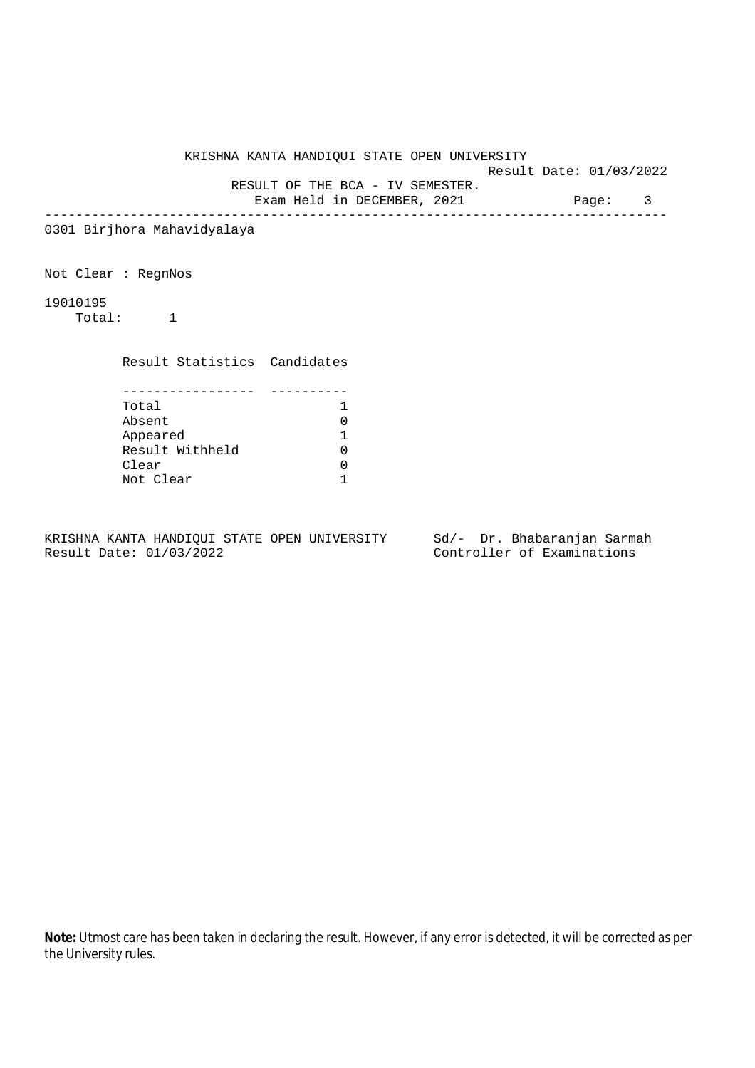KRISHNA KANTA HANDIQUI STATE OPEN UNIVERSITY

Result Date: 01/03/2022

RESULT OF THE BCA - IV SEMESTER.

Exam Held in DECEMBER, 2021

---

0301 Birjhora Mahavidyalaya

Not Clear : RegnNos

19010195

Total: 1

| Result Statistics | Candidates |
|---|---|
| Total | 1 |
| Absent | 0 |
| Appeared | 1 |
| Result Withheld | 0 |
| Clear | 0 |
| Not Clear | 1 |

KRISHNA KANTA HANDIQUI STATE OPEN UNIVERSITY
Result Date: 01/03/2022

Sd/- Dr. Bhabaranjan Sarmah
Controller of Examinations

**Note:** Utmost care has been taken in declaring the result. However, if any error is detected, it will be corrected as per the University rules.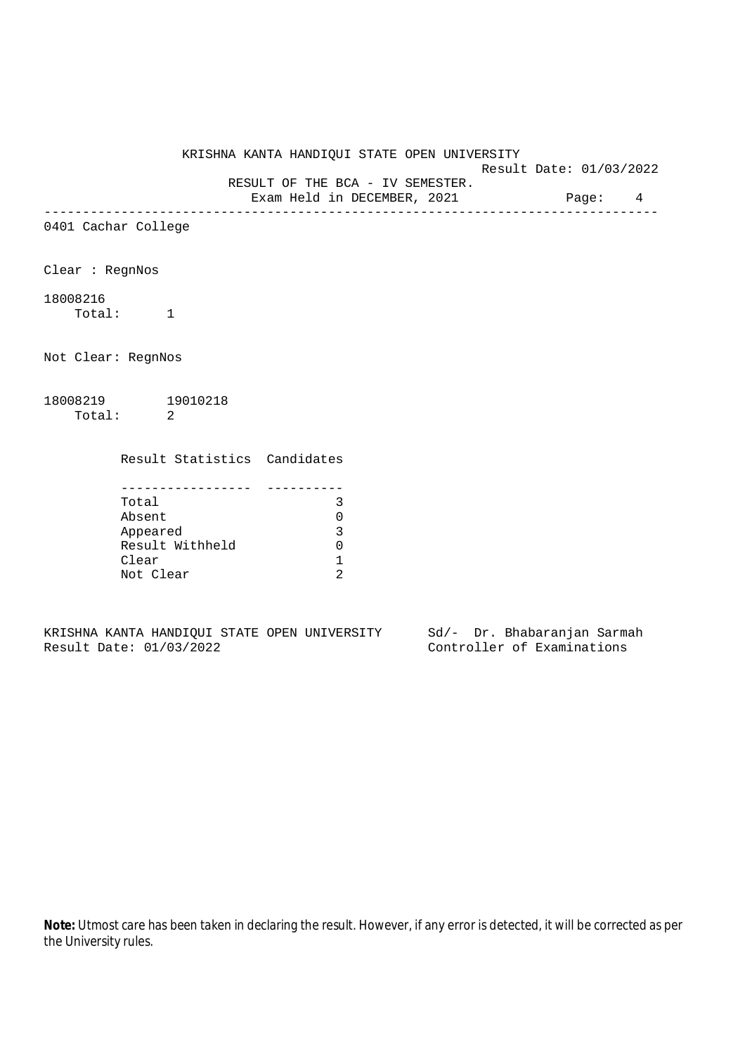KRISHNA KANTA HANDIQUI STATE OPEN UNIVERSITY

Result Date: 01/03/2022

RESULT OF THE BCA - IV SEMESTER.

Exam Held in DECEMBER, 2021

---

0401 Cachar College

Clear : RegnNos

18008216

Total: 1

Not Clear: RegnNos

18008219 19010218

Total: 2

| Result Statistics | Candidates |
|---|---|
| Total | 3 |
| Absent | 0 |
| Appeared | 3 |
| Result Withheld | 0 |
| Clear | 1 |
| Not Clear | 2 |

KRISHNA KANTA HANDIQUI STATE OPEN UNIVERSITY
Result Date: 01/03/2022

Sd/- Dr. Bhabaranjan Sarmah
Controller of Examinations

**Note:** Utmost care has been taken in declaring the result. However, if any error is detected, it will be corrected as per the University rules.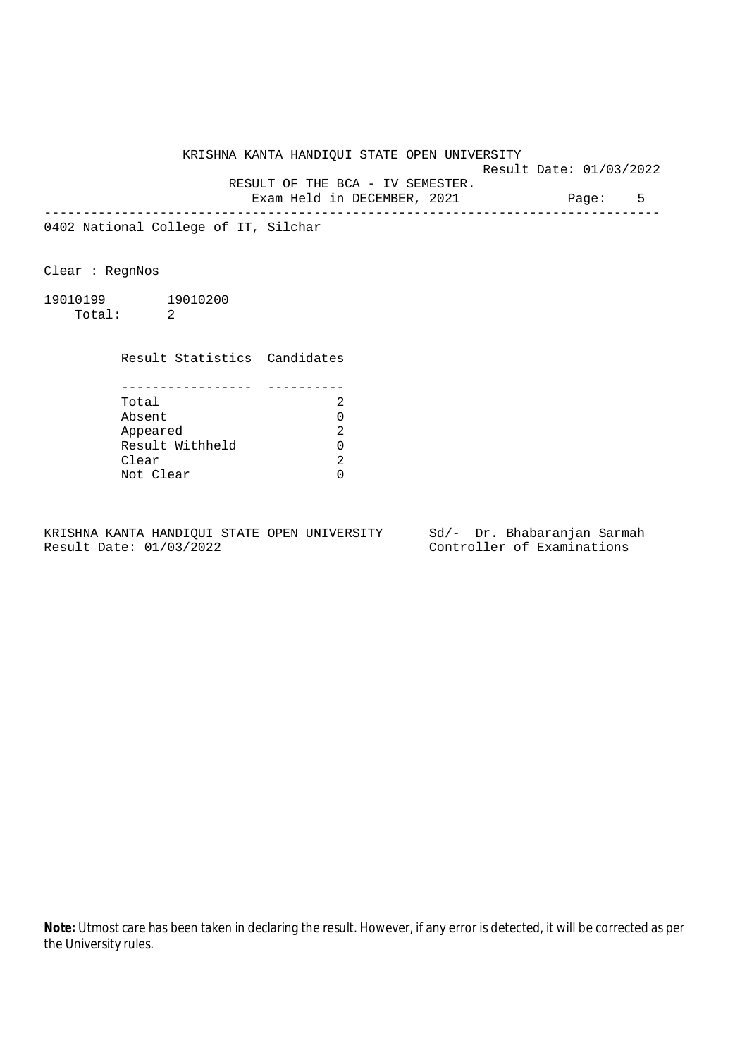KRISHNA KANTA HANDIQUI STATE OPEN UNIVERSITY

Result Date: 01/03/2022

RESULT OF THE BCA - IV SEMESTER.

Exam Held in DECEMBER, 2021

---

0402 National College of IT, Silchar

Clear : RegnNos

19010199 19010200

Total: 2

| Result Statistics | Candidates |
|---|---|
| Total | 2 |
| Absent | 0 |
| Appeared | 2 |
| Result Withheld | 0 |
| Clear | 2 |
| Not Clear | 0 |

KRISHNA KANTA HANDIQUI STATE OPEN UNIVERSITY
Result Date: 01/03/2022

Sd/- Dr. Bhabaranjan Sarmah
Controller of Examinations

**Note:** Utmost care has been taken in declaring the result. However, if any error is detected, it will be corrected as per the University rules.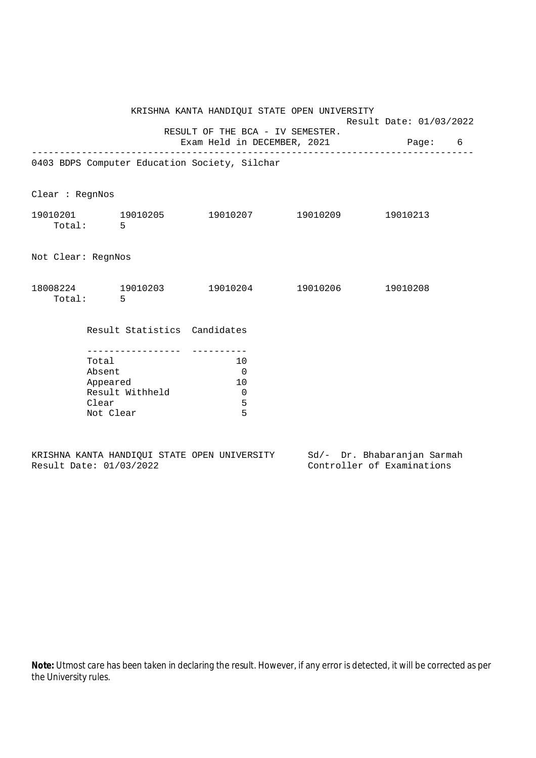KRISHNA KANTA HANDIQUI STATE OPEN UNIVERSITY

Result Date: 01/03/2022

RESULT OF THE BCA - IV SEMESTER.

Exam Held in DECEMBER, 2021

---

0403 BDPS Computer Education Society, Silchar

Clear : RegnNos

19010201 19010205 19010207 19010209 19010213

Total: 5

Not Clear: RegnNos

18008224 19010203 19010204 19010206 19010208

Total: 5

| Result Statistics | Candidates |
|---|---|
| Total | 10 |
| Absent | 0 |
| Appeared | 10 |
| Result Withheld | 0 |
| Clear | 5 |
| Not Clear | 5 |

KRISHNA KANTA HANDIQUI STATE OPEN UNIVERSITY
Result Date: 01/03/2022

Sd/- Dr. Bhabaranjan Sarmah
Controller of Examinations

**Note:** Utmost care has been taken in declaring the result. However, if any error is detected, it will be corrected as per the University rules.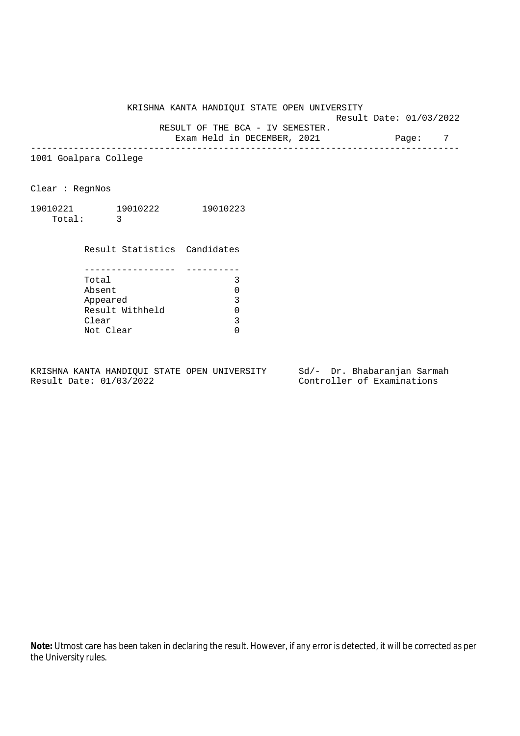KRISHNA KANTA HANDIQUI STATE OPEN UNIVERSITY

Result Date: 01/03/2022

RESULT OF THE BCA - IV SEMESTER.

Exam Held in DECEMBER, 2021

---

1001 Goalpara College

Clear : RegnNos

19010221 19010222 19010223

Total: 3

| Result Statistics | Candidates |
|---|---|
| Total | 3 |
| Absent | 0 |
| Appeared | 3 |
| Result Withheld | 0 |
| Clear | 3 |
| Not Clear | 0 |

KRISHNA KANTA HANDIQUI STATE OPEN UNIVERSITY
Result Date: 01/03/2022

Sd/- Dr. Bhabaranjan Sarmah
Controller of Examinations

**Note:** Utmost care has been taken in declaring the result. However, if any error is detected, it will be corrected as per the University rules.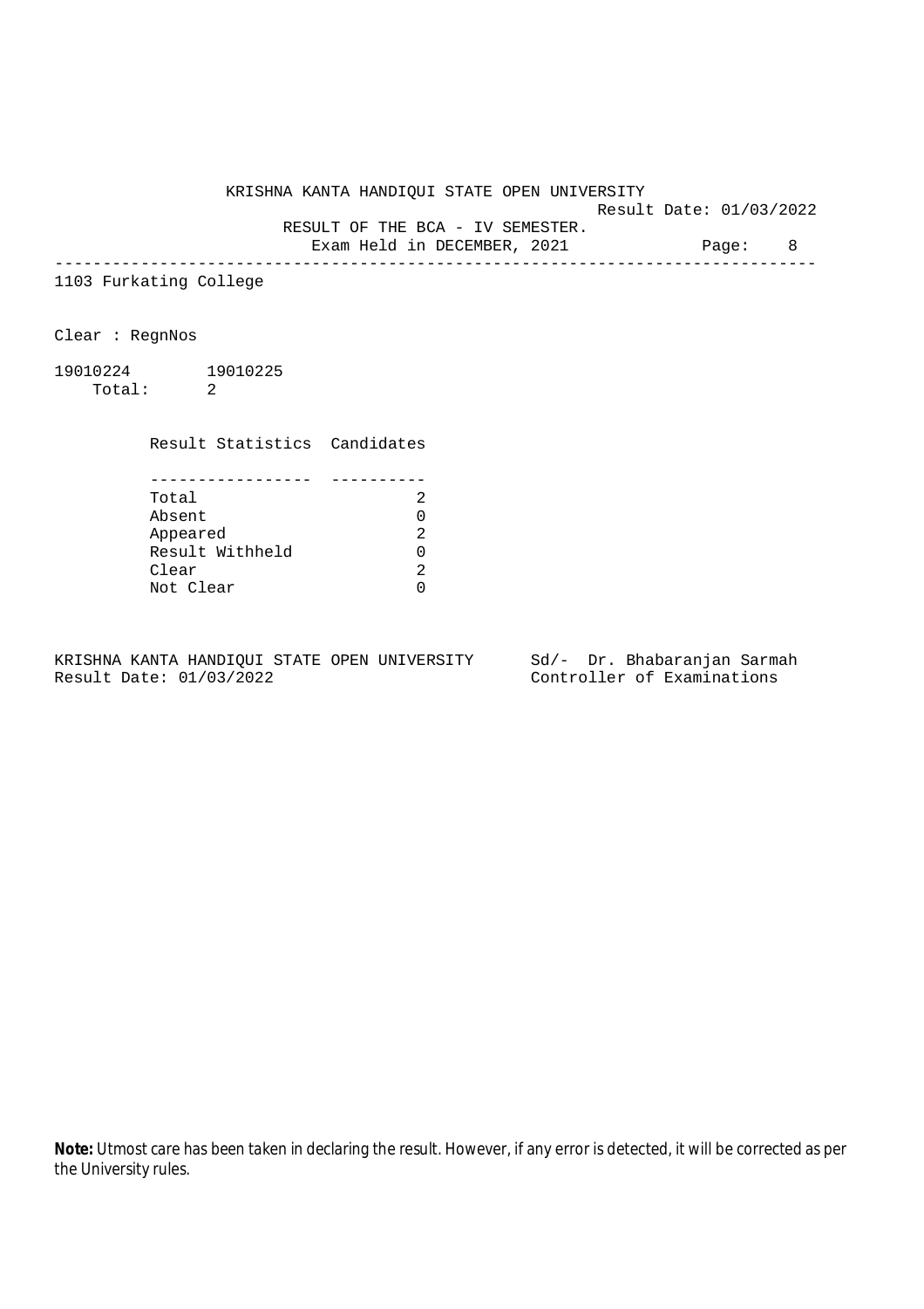KRISHNA KANTA HANDIQUI STATE OPEN UNIVERSITY

Result Date: 01/03/2022

RESULT OF THE BCA - IV SEMESTER.

Exam Held in DECEMBER, 2021

---

1103 Furkating College

Clear : RegnNos

19010224 19010225

Total: 2

| Result Statistics | Candidates |
|---|---|
| Total | 2 |
| Absent | 0 |
| Appeared | 2 |
| Result Withheld | 0 |
| Clear | 2 |
| Not Clear | 0 |

KRISHNA KANTA HANDIQUI STATE OPEN UNIVERSITY
Result Date: 01/03/2022

Sd/- Dr. Bhabaranjan Sarmah
Controller of Examinations

**Note:** Utmost care has been taken in declaring the result. However, if any error is detected, it will be corrected as per the University rules.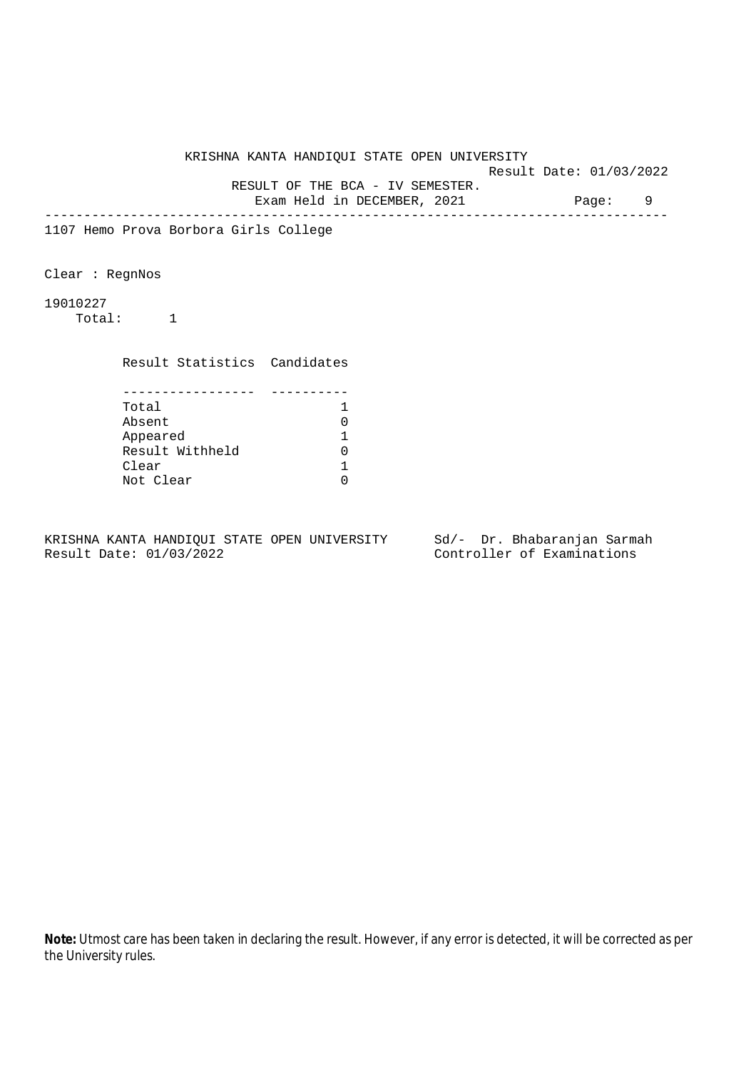KRISHNA KANTA HANDIQUI STATE OPEN UNIVERSITY

Result Date: 01/03/2022

RESULT OF THE BCA - IV SEMESTER.

Exam Held in DECEMBER, 2021

---

1107 Hemo Prova Borbora Girls College

Clear : RegnNos

19010227

Total: 1

| Result Statistics | Candidates |
|---|---|
| Total | 1 |
| Absent | 0 |
| Appeared | 1 |
| Result Withheld | 0 |
| Clear | 1 |
| Not Clear | 0 |

KRISHNA KANTA HANDIQUI STATE OPEN UNIVERSITY
Result Date: 01/03/2022

Sd/- Dr. Bhabaranjan Sarmah
Controller of Examinations

**Note:** Utmost care has been taken in declaring the result. However, if any error is detected, it will be corrected as per the University rules.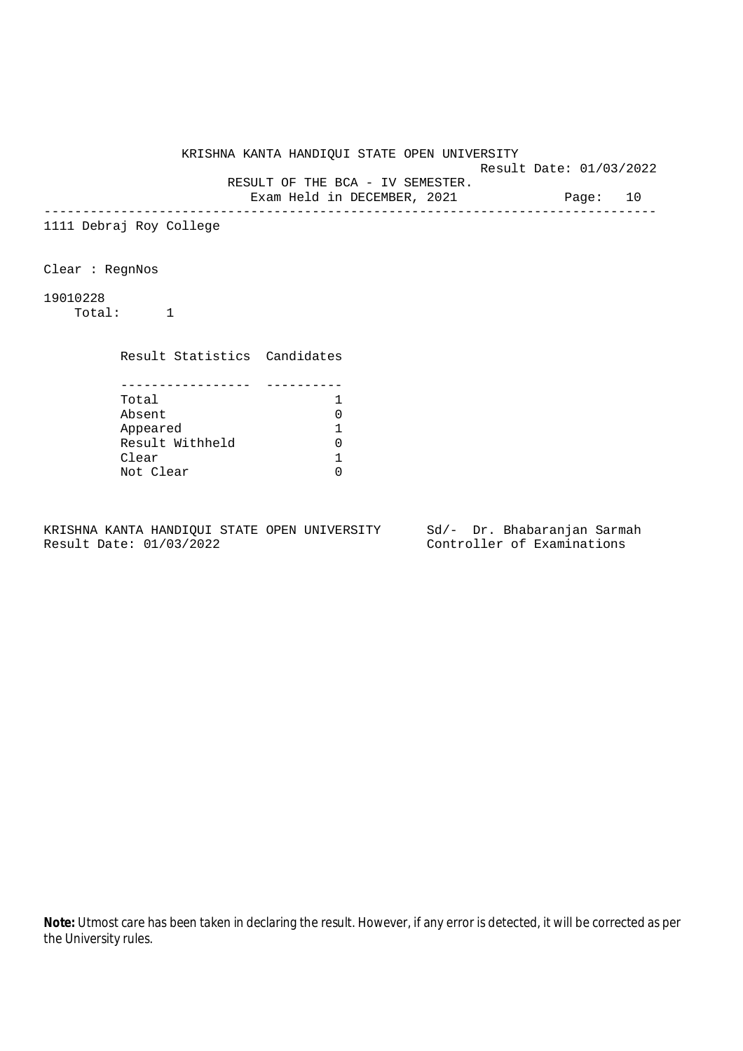KRISHNA KANTA HANDIQUI STATE OPEN UNIVERSITY

Result Date: 01/03/2022

RESULT OF THE BCA - IV SEMESTER.

Exam Held in DECEMBER, 2021

---

1111 Debraj Roy College

Clear : RegnNos

19010228

Total: 1

| Result Statistics | Candidates |
|---|---|
| Total | 1 |
| Absent | 0 |
| Appeared | 1 |
| Result Withheld | 0 |
| Clear | 1 |
| Not Clear | 0 |

KRISHNA KANTA HANDIQUI STATE OPEN UNIVERSITY
Result Date: 01/03/2022

Sd/- Dr. Bhabaranjan Sarmah
Controller of Examinations

**Note:** Utmost care has been taken in declaring the result. However, if any error is detected, it will be corrected as per the University rules.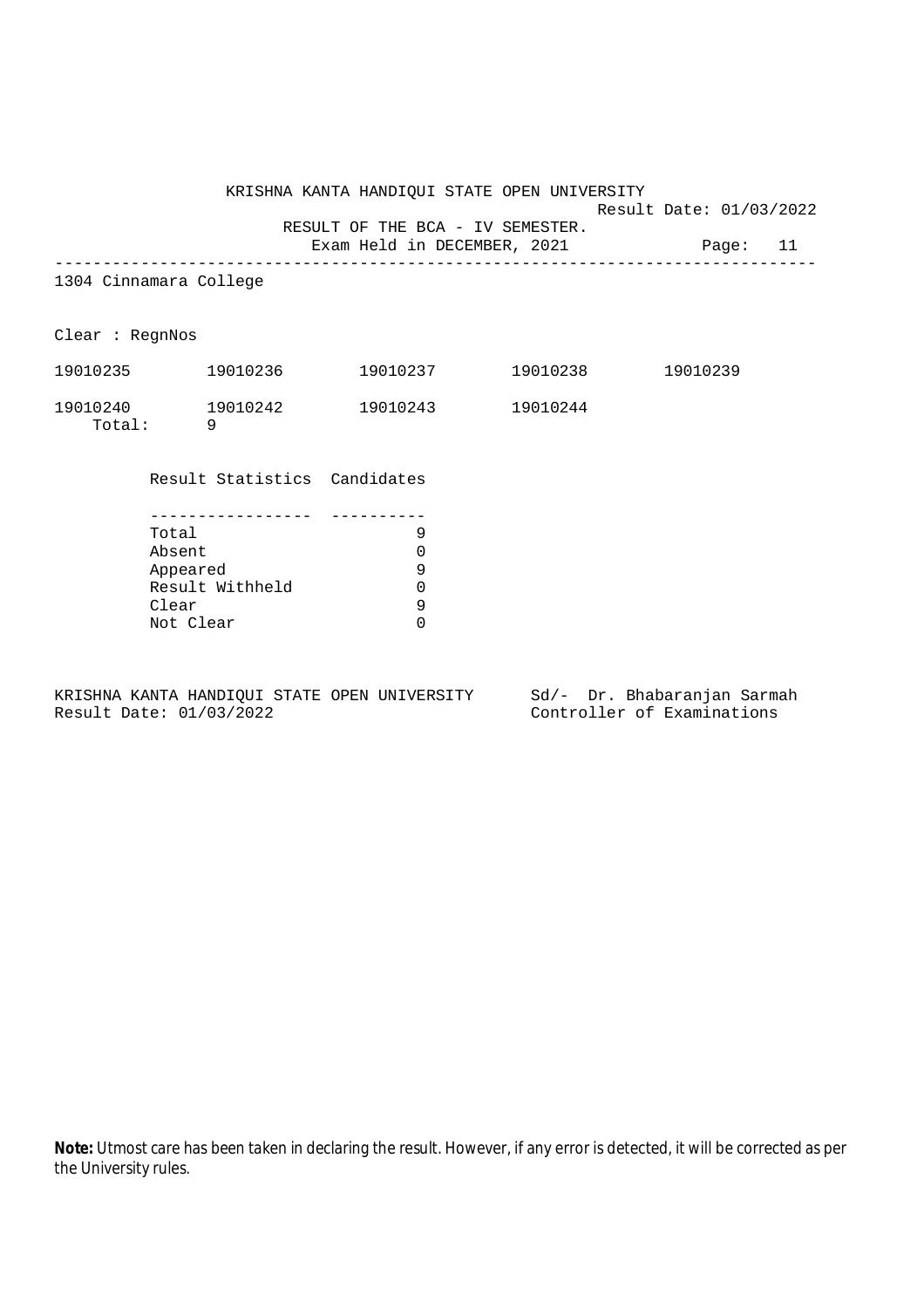KRISHNA KANTA HANDIQUI STATE OPEN UNIVERSITY

Result Date: 01/03/2022

RESULT OF THE BCA - IV SEMESTER.

Exam Held in DECEMBER, 2021

---

1304 Cinnamara College

Clear : RegnNos

| | | | | |
|---|---|---|---|---|
| 19010235 | 19010236 | 19010237 | 19010238 | 19010239 |
| 19010240 | 19010242 | 19010243 | 19010244 | |

Total: 9

| Result Statistics | Candidates |
|---|---|
| Total | 9 |
| Absent | 0 |
| Appeared | 9 |
| Result Withheld | 0 |
| Clear | 9 |
| Not Clear | 0 |

KRISHNA KANTA HANDIQUI STATE OPEN UNIVERSITY
Result Date: 01/03/2022

Sd/- Dr. Bhabaranjan Sarmah
Controller of Examinations

**Note:** Utmost care has been taken in declaring the result. However, if any error is detected, it will be corrected as per the University rules.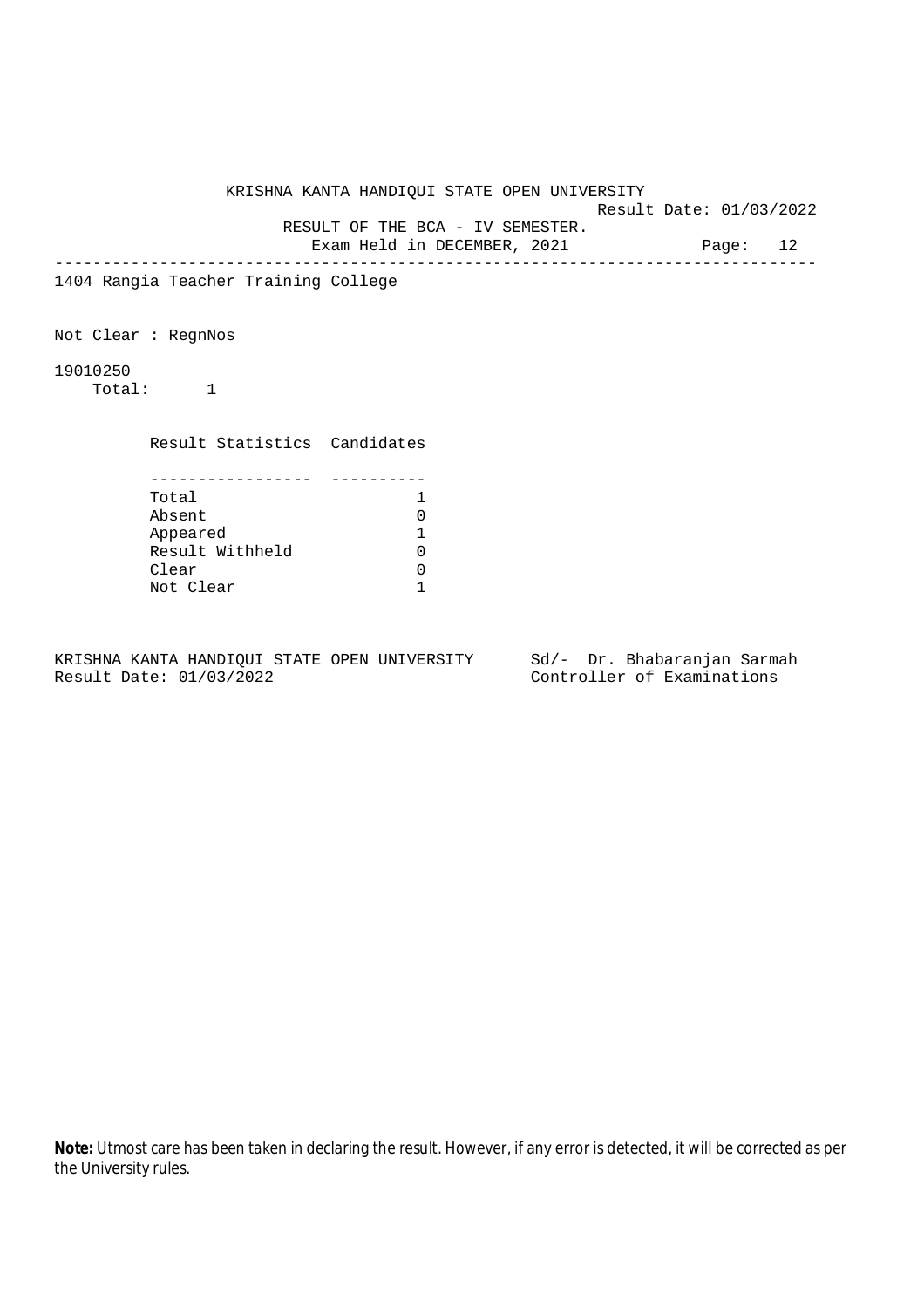KRISHNA KANTA HANDIQUI STATE OPEN UNIVERSITY

Result Date: 01/03/2022

RESULT OF THE BCA - IV SEMESTER.

Exam Held in DECEMBER, 2021

---

1404 Rangia Teacher Training College

Not Clear : RegnNos

19010250

Total: 1

| Result Statistics | Candidates |
|---|---|
| Total | 1 |
| Absent | 0 |
| Appeared | 1 |
| Result Withheld | 0 |
| Clear | 0 |
| Not Clear | 1 |

KRISHNA KANTA HANDIQUI STATE OPEN UNIVERSITY
Result Date: 01/03/2022

Sd/- Dr. Bhabaranjan Sarmah
Controller of Examinations

**Note:** Utmost care has been taken in declaring the result. However, if any error is detected, it will be corrected as per the University rules.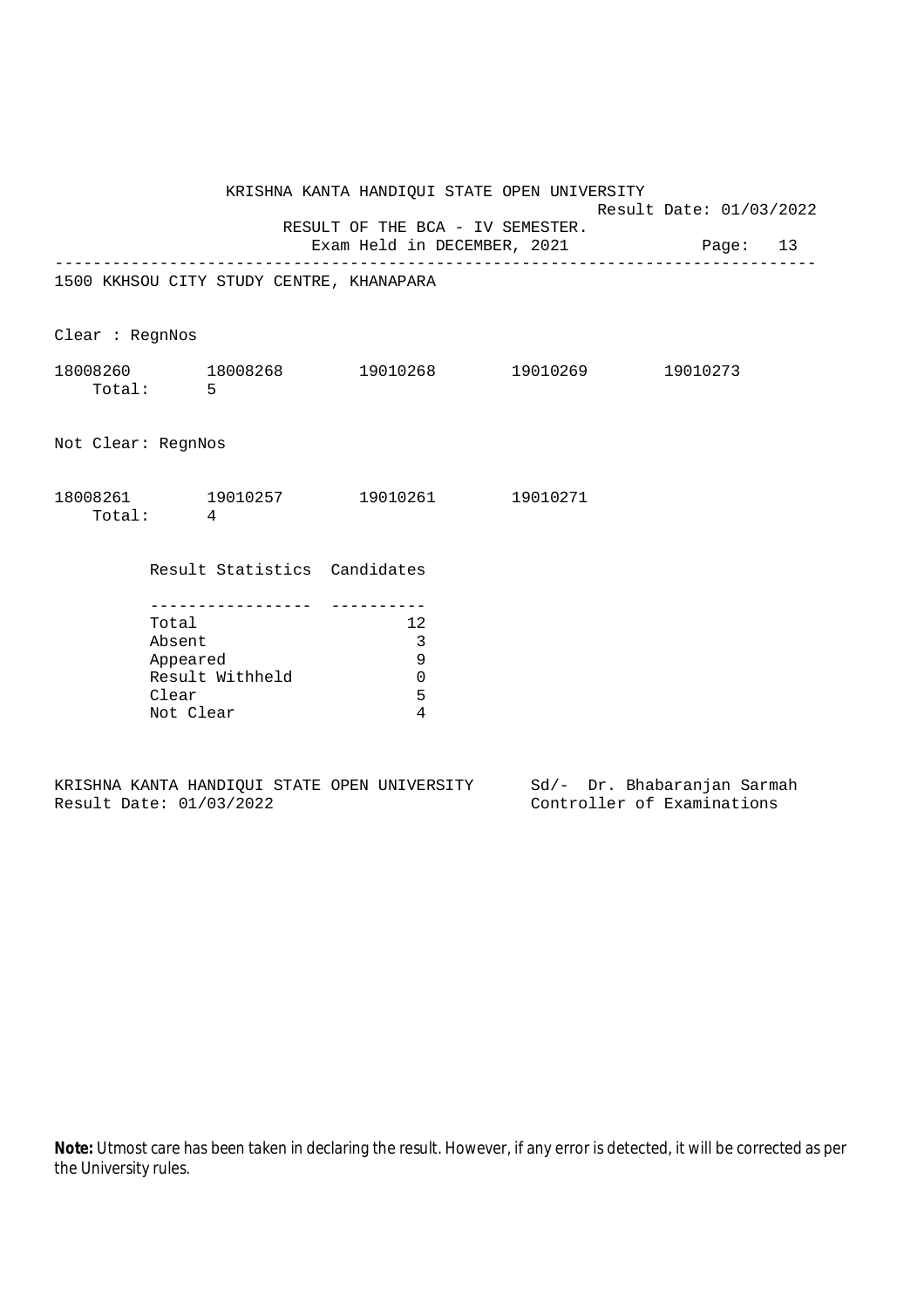KRISHNA KANTA HANDIQUI STATE OPEN UNIVERSITY

Result Date: 01/03/2022

RESULT OF THE BCA - IV SEMESTER.

Exam Held in DECEMBER, 2021

---

1500 KKHSOU CITY STUDY CENTRE, KHANAPARA

Clear : RegnNos

18008260 18008268 19010268 19010269 19010273

Total: 5

Not Clear: RegnNos

18008261 19010257 19010261 19010271

Total: 4

| Result Statistics | Candidates |
|---|---|
| Total | 12 |
| Absent | 3 |
| Appeared | 9 |
| Result Withheld | 0 |
| Clear | 5 |
| Not Clear | 4 |

KRISHNA KANTA HANDIQUI STATE OPEN UNIVERSITY
Result Date: 01/03/2022

Sd/- Dr. Bhabaranjan Sarmah
Controller of Examinations

**Note:** Utmost care has been taken in declaring the result. However, if any error is detected, it will be corrected as per the University rules.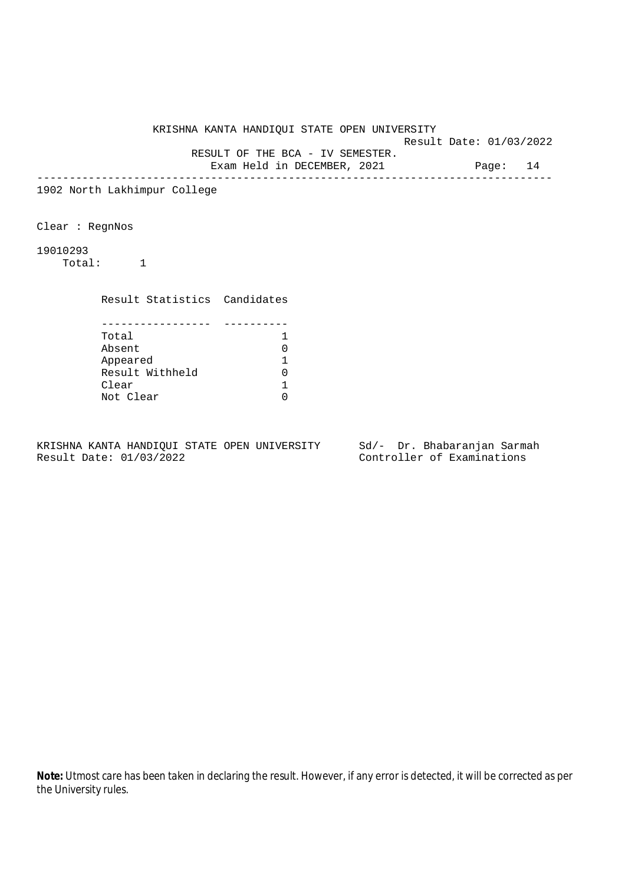KRISHNA KANTA HANDIQUI STATE OPEN UNIVERSITY

Result Date: 01/03/2022

RESULT OF THE BCA - IV SEMESTER.

Exam Held in DECEMBER, 2021

Page: 14

---

1902 North Lakhimpur College

Clear : RegnNos

19010293

Total: 1

| Result Statistics | Candidates |
| --- | --- |
| Total | 1 |
| Absent | 0 |
| Appeared | 1 |
| Result Withheld | 0 |
| Clear | 1 |
| Not Clear | 0 |

KRISHNA KANTA HANDIQUI STATE OPEN UNIVERSITY
Result Date: 01/03/2022

Sd/- Dr. Bhabaranjan Sarmah
Controller of Examinations

**Note:** Utmost care has been taken in declaring the result. However, if any error is detected, it will be corrected as per the University rules.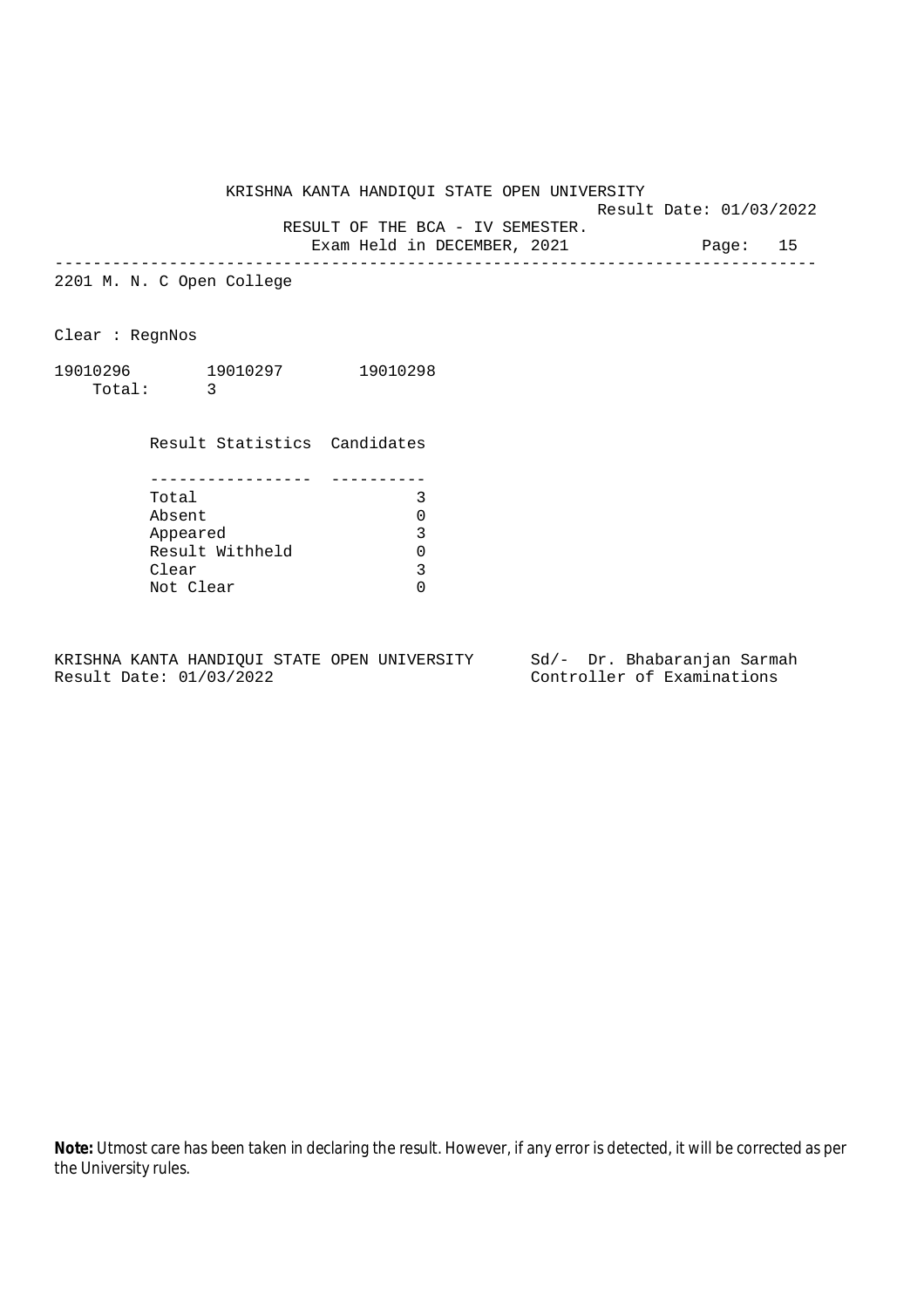KRISHNA KANTA HANDIQUI STATE OPEN UNIVERSITY

Result Date: 01/03/2022

RESULT OF THE BCA - IV SEMESTER.

Exam Held in DECEMBER, 2021

---

2201 M. N. C Open College

Clear : RegnNos

19010296 19010297 19010298

Total: 3

| Result Statistics | Candidates |
|---|---|
| Total | 3 |
| Absent | 0 |
| Appeared | 3 |
| Result Withheld | 0 |
| Clear | 3 |
| Not Clear | 0 |

KRISHNA KANTA HANDIQUI STATE OPEN UNIVERSITY
Result Date: 01/03/2022

Sd/- Dr. Bhabaranjan Sarmah
Controller of Examinations

**Note:** Utmost care has been taken in declaring the result. However, if any error is detected, it will be corrected as per the University rules.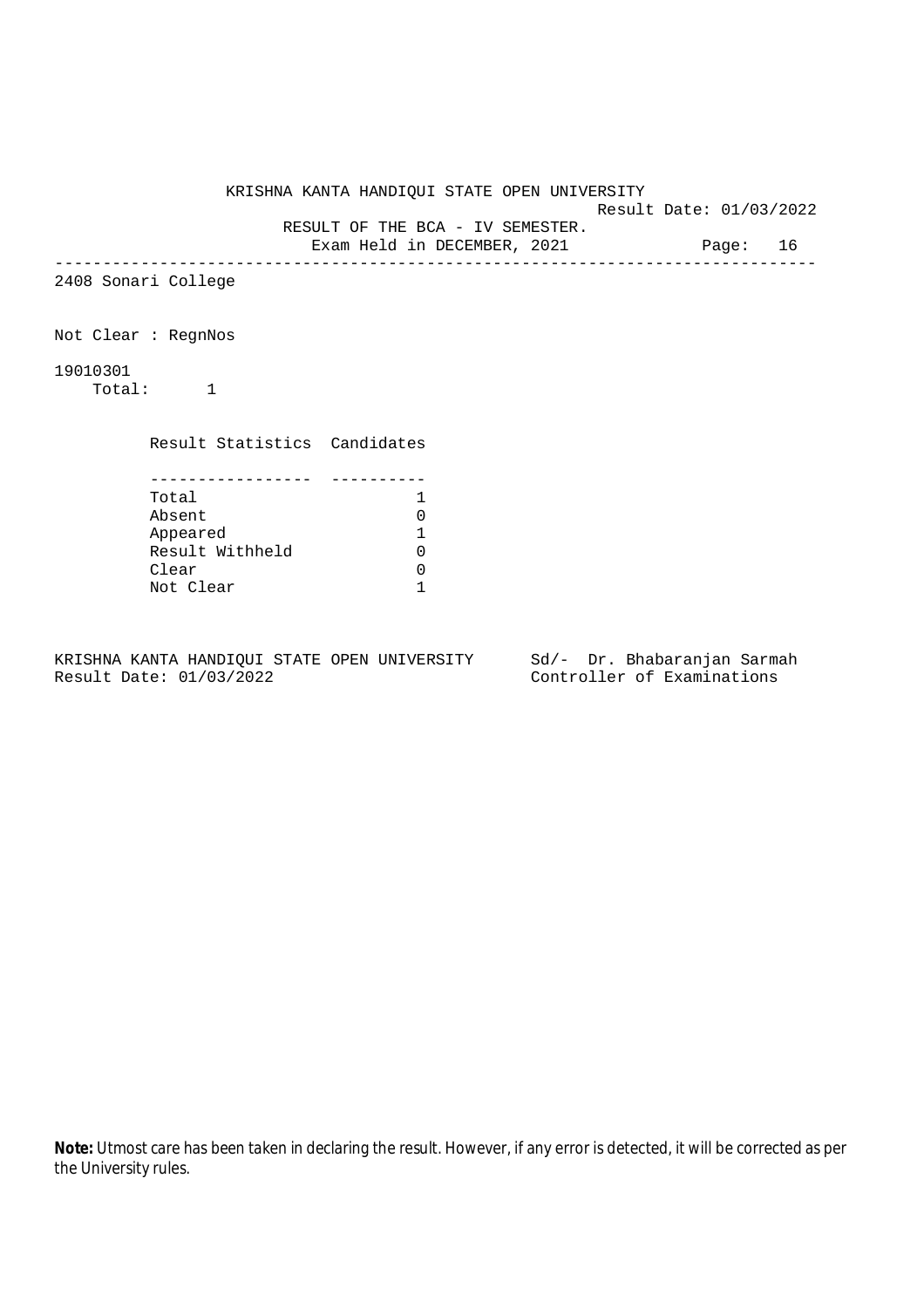KRISHNA KANTA HANDIQUI STATE OPEN UNIVERSITY

Result Date: 01/03/2022

RESULT OF THE BCA - IV SEMESTER.

Exam Held in DECEMBER, 2021

---

2408 Sonari College

Not Clear : RegnNos

19010301

Total: 1

| Result Statistics | Candidates |
|---|---|
| Total | 1 |
| Absent | 0 |
| Appeared | 1 |
| Result Withheld | 0 |
| Clear | 0 |
| Not Clear | 1 |

KRISHNA KANTA HANDIQUI STATE OPEN UNIVERSITY
Result Date: 01/03/2022

Sd/- Dr. Bhabaranjan Sarmah
Controller of Examinations

**Note:** Utmost care has been taken in declaring the result. However, if any error is detected, it will be corrected as per the University rules.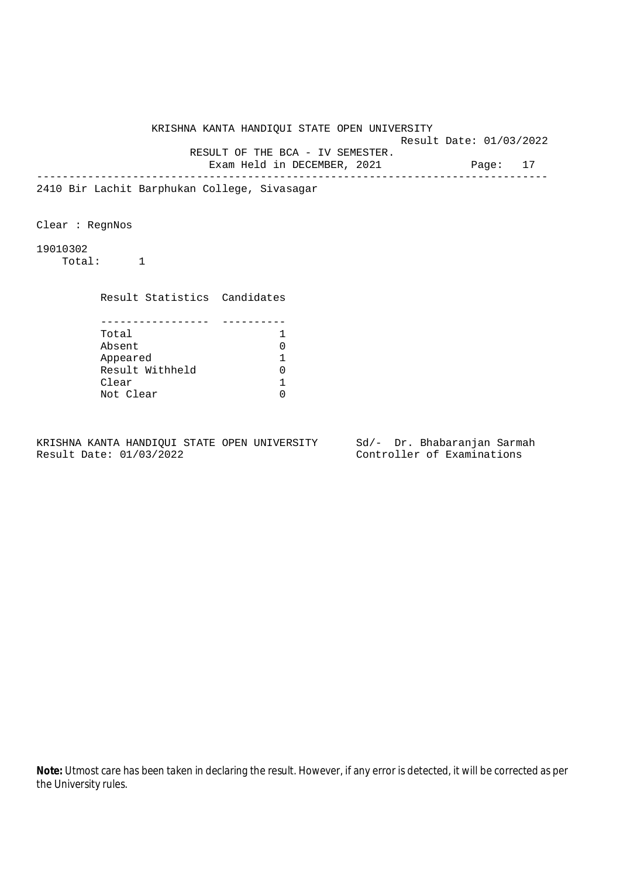KRISHNA KANTA HANDIQUI STATE OPEN UNIVERSITY

Result Date: 01/03/2022

RESULT OF THE BCA - IV SEMESTER.

Exam Held in DECEMBER, 2021

---

2410 Bir Lachit Barphukan College, Sivasagar

Clear : RegnNos

19010302

Total: 1

| Result Statistics | Candidates |
|---|---|
| Total | 1 |
| Absent | 0 |
| Appeared | 1 |
| Result Withheld | 0 |
| Clear | 1 |
| Not Clear | 0 |

KRISHNA KANTA HANDIQUI STATE OPEN UNIVERSITY
Result Date: 01/03/2022

Sd/- Dr. Bhabaranjan Sarmah
Controller of Examinations

**Note:** Utmost care has been taken in declaring the result. However, if any error is detected, it will be corrected as per the University rules.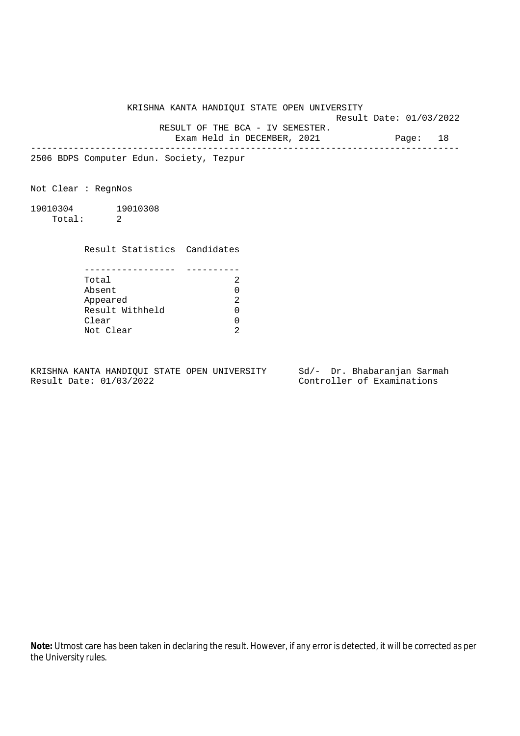KRISHNA KANTA HANDIQUI STATE OPEN UNIVERSITY

Result Date: 01/03/2022

RESULT OF THE BCA - IV SEMESTER.

Exam Held in DECEMBER, 2021

---

2506 BDPS Computer Edun. Society, Tezpur

Not Clear : RegnNos

19010304 19010308

Total: 2

| Result Statistics | Candidates |
|---|---|
| Total | 2 |
| Absent | 0 |
| Appeared | 2 |
| Result Withheld | 0 |
| Clear | 0 |
| Not Clear | 2 |

KRISHNA KANTA HANDIQUI STATE OPEN UNIVERSITY
Result Date: 01/03/2022

Sd/- Dr. Bhabaranjan Sarmah
Controller of Examinations

**Note:** Utmost care has been taken in declaring the result. However, if any error is detected, it will be corrected as per the University rules.